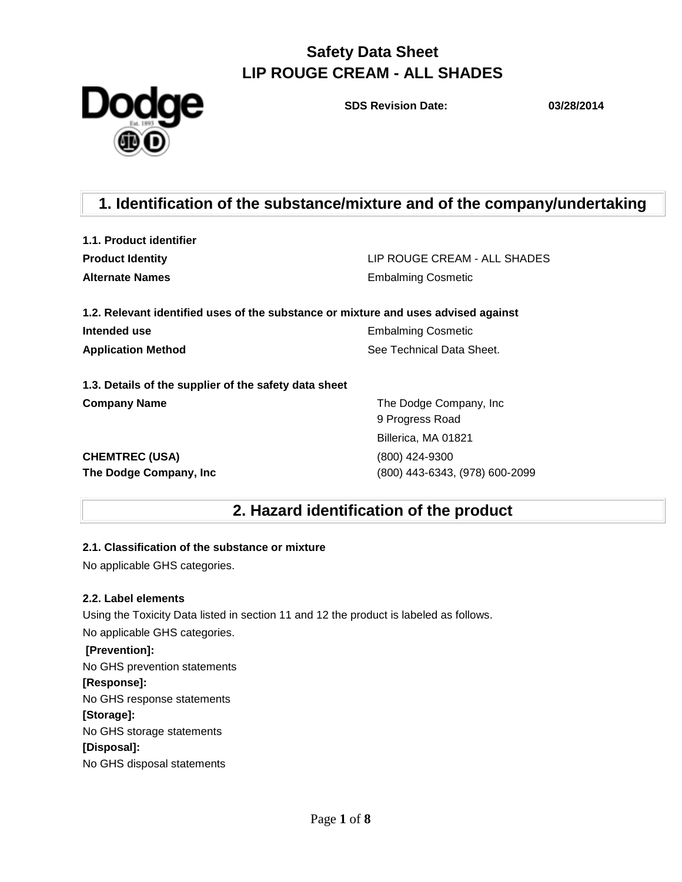# Safety Data Sheet
# LIP ROUGE CREAM - ALL SHADES

**SDS Revision Date:** 03/28/2014

## 1. Identification of the substance/mixture and of the company/undertaking

**1.1. Product identifier**

| | |
|---|---|
| **Product Identity** | LIP ROUGE CREAM - ALL SHADES |
| **Alternate Names** | Embalming Cosmetic |

**1.2. Relevant identified uses of the substance or mixture and uses advised against**

| | |
|---|---|
| **Intended use** | Embalming Cosmetic |
| **Application Method** | See Technical Data Sheet. |

**1.3. Details of the supplier of the safety data sheet**

| | |
|---|---|
| **Company Name** | The Dodge Company, Inc<br>9 Progress Road<br>Billerica, MA 01821 |
| **CHEMTREC (USA)** | (800) 424-9300 |
| **The Dodge Company, Inc** | (800) 443-6343, (978) 600-2099 |

## 2. Hazard identification of the product

**2.1. Classification of the substance or mixture**

No applicable GHS categories.

**2.2. Label elements**

Using the Toxicity Data listed in section 11 and 12 the product is labeled as follows.

No applicable GHS categories.

**[Prevention]:**

No GHS prevention statements

**[Response]:**

No GHS response statements

**[Storage]:**

No GHS storage statements

**[Disposal]:**

No GHS disposal statements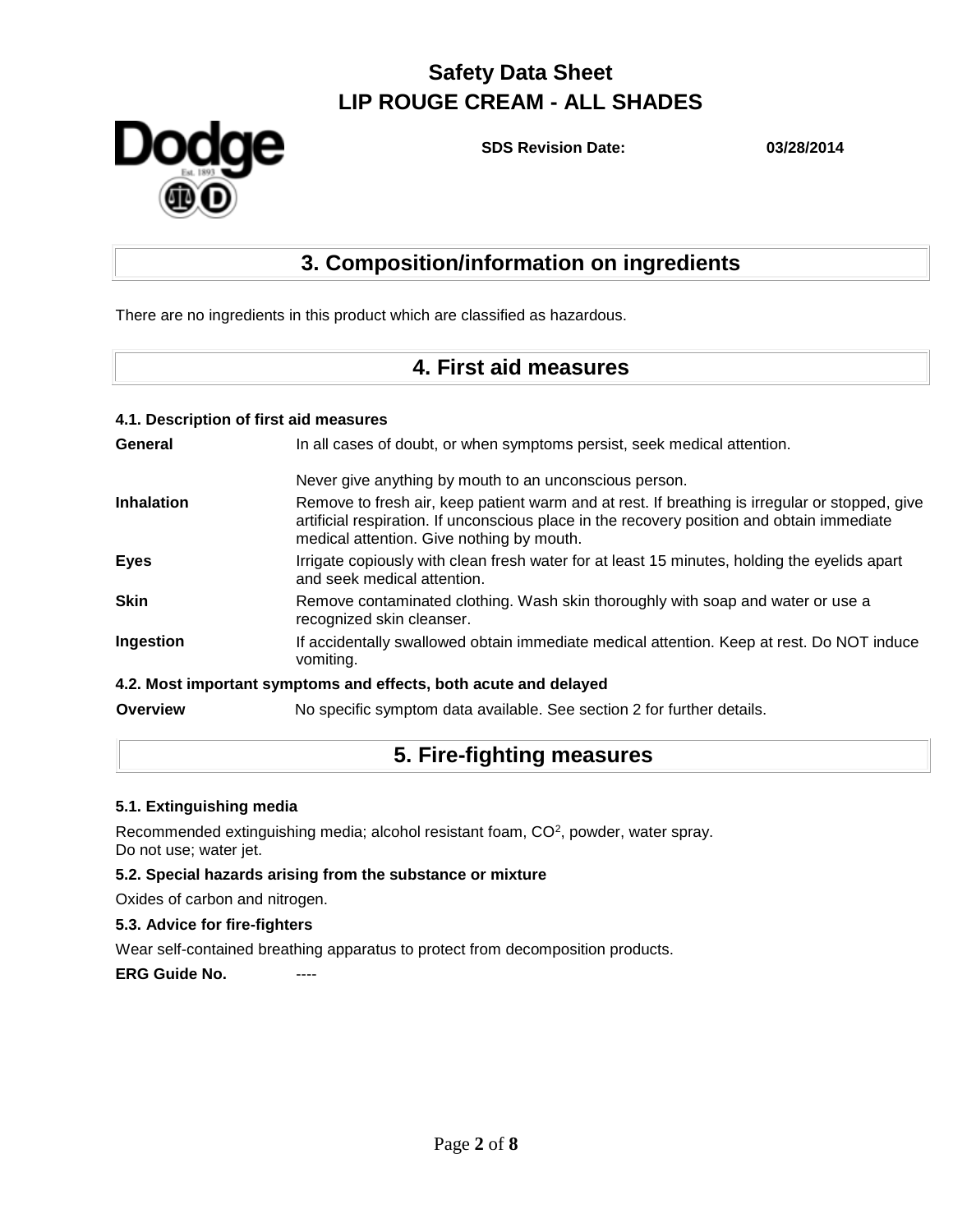# Safety Data Sheet
# LIP ROUGE CREAM - ALL SHADES

**SDS Revision Date:** **03/28/2014**

## 3. Composition/information on ingredients

There are no ingredients in this product which are classified as hazardous.

## 4. First aid measures

### 4.1. Description of first aid measures

**General** In all cases of doubt, or when symptoms persist, seek medical attention.

Never give anything by mouth to an unconscious person.

**Inhalation** Remove to fresh air, keep patient warm and at rest. If breathing is irregular or stopped, give artificial respiration. If unconscious place in the recovery position and obtain immediate medical attention. Give nothing by mouth.

**Eyes** Irrigate copiously with clean fresh water for at least 15 minutes, holding the eyelids apart and seek medical attention.

**Skin** Remove contaminated clothing. Wash skin thoroughly with soap and water or use a recognized skin cleanser.

**Ingestion** If accidentally swallowed obtain immediate medical attention. Keep at rest. Do NOT induce vomiting.

### 4.2. Most important symptoms and effects, both acute and delayed

**Overview** No specific symptom data available. See section 2 for further details.

## 5. Fire-fighting measures

### 5.1. Extinguishing media

Recommended extinguishing media; alcohol resistant foam, $CO^2$, powder, water spray.
Do not use; water jet.

### 5.2. Special hazards arising from the substance or mixture

Oxides of carbon and nitrogen.

### 5.3. Advice for fire-fighters

Wear self-contained breathing apparatus to protect from decomposition products.

**ERG Guide No.** ----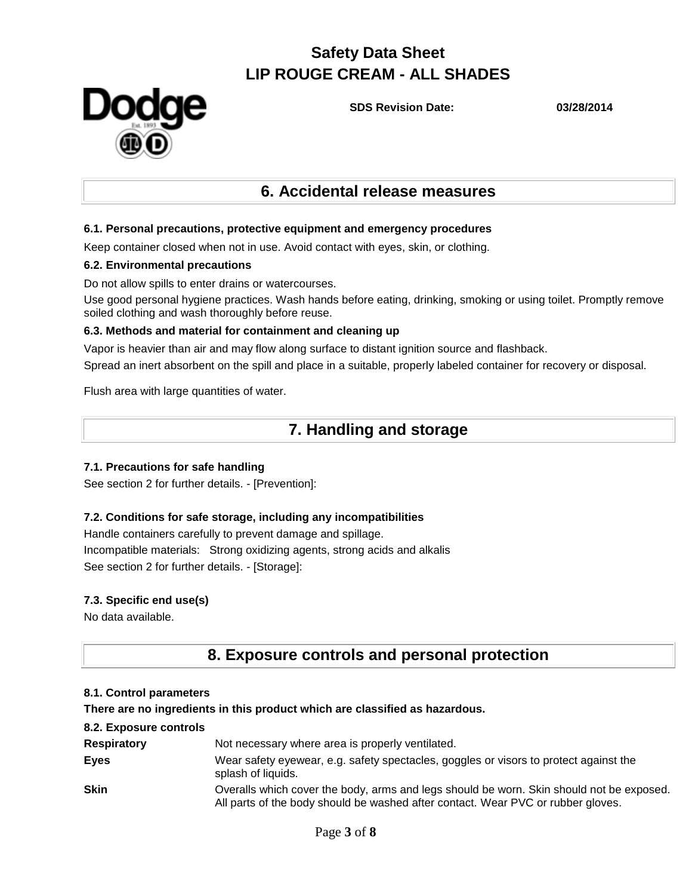## 6. Accidental release measures

### 6.1. Personal precautions, protective equipment and emergency procedures

Keep container closed when not in use. Avoid contact with eyes, skin, or clothing.

### 6.2. Environmental precautions

Do not allow spills to enter drains or watercourses.

Use good personal hygiene practices. Wash hands before eating, drinking, smoking or using toilet. Promptly remove soiled clothing and wash thoroughly before reuse.

### 6.3. Methods and material for containment and cleaning up

Vapor is heavier than air and may flow along surface to distant ignition source and flashback.

Spread an inert absorbent on the spill and place in a suitable, properly labeled container for recovery or disposal.

Flush area with large quantities of water.

## 7. Handling and storage

### 7.1. Precautions for safe handling

See section 2 for further details. - [Prevention]:

### 7.2. Conditions for safe storage, including any incompatibilities

Handle containers carefully to prevent damage and spillage.

Incompatible materials: Strong oxidizing agents, strong acids and alkalis

See section 2 for further details. - [Storage]:

### 7.3. Specific end use(s)

No data available.

## 8. Exposure controls and personal protection

### 8.1. Control parameters

**There are no ingredients in this product which are classified as hazardous.**

### 8.2. Exposure controls

| | |
|---|---|
| **Respiratory** | Not necessary where area is properly ventilated. |
| **Eyes** | Wear safety eyewear, e.g. safety spectacles, goggles or visors to protect against the splash of liquids. |
| **Skin** | Overalls which cover the body, arms and legs should be worn. Skin should not be exposed. All parts of the body should be washed after contact. Wear PVC or rubber gloves. |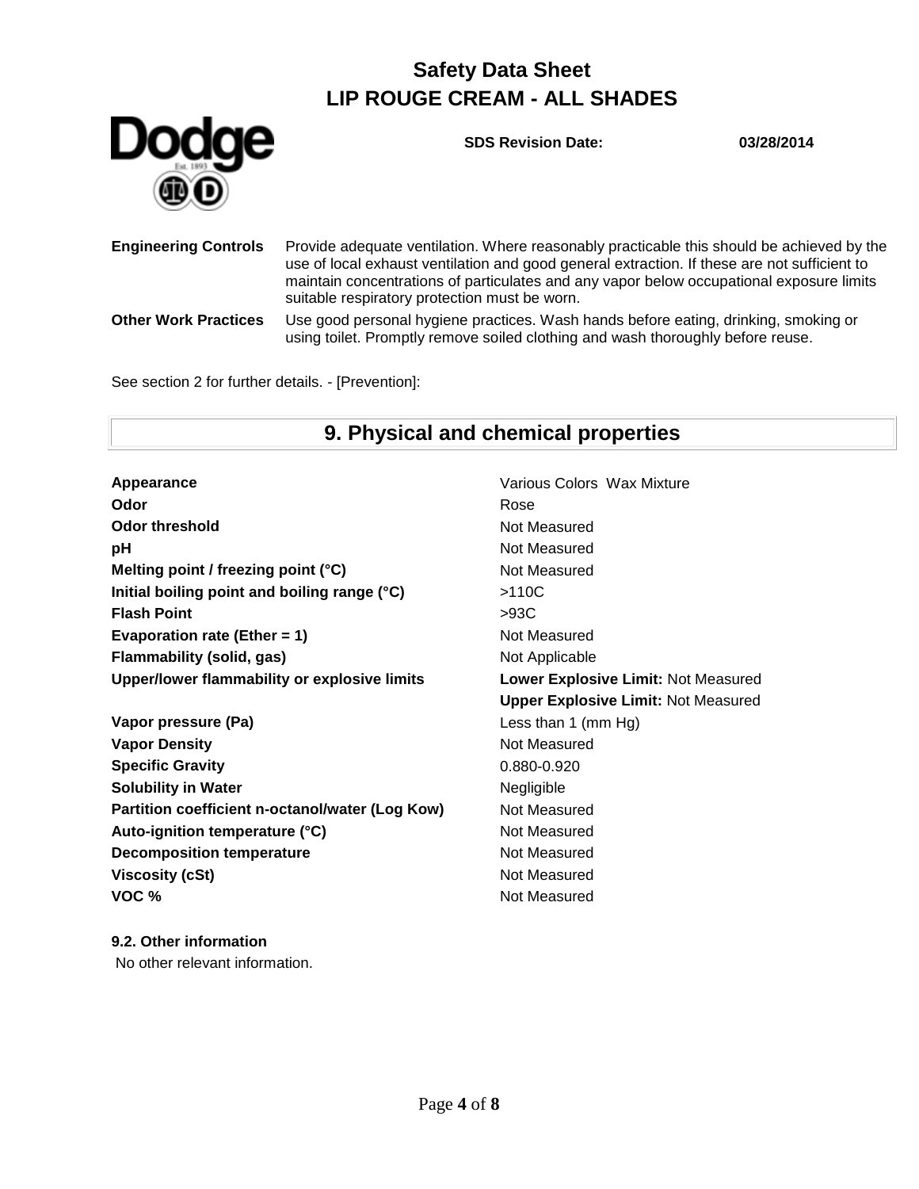| | |
|---|---|
| **Engineering Controls** | Provide adequate ventilation. Where reasonably practicable this should be achieved by the use of local exhaust ventilation and good general extraction. If these are not sufficient to maintain concentrations of particulates and any vapor below occupational exposure limits suitable respiratory protection must be worn. |
| **Other Work Practices** | Use good personal hygiene practices. Wash hands before eating, drinking, smoking or using toilet. Promptly remove soiled clothing and wash thoroughly before reuse. |

See section 2 for further details. - [Prevention]:

## 9. Physical and chemical properties

| | |
|---|---|
| **Appearance** | Various Colors Wax Mixture |
| **Odor** | Rose |
| **Odor threshold** | Not Measured |
| **pH** | Not Measured |
| **Melting point / freezing point (°C)** | Not Measured |
| **Initial boiling point and boiling range (°C)** | >110C |
| **Flash Point** | >93C |
| **Evaporation rate (Ether = 1)** | Not Measured |
| **Flammability (solid, gas)** | Not Applicable |
| **Upper/lower flammability or explosive limits** | **Lower Explosive Limit:** Not Measured<br>**Upper Explosive Limit:** Not Measured |
| **Vapor pressure (Pa)** | Less than 1 (mm Hg) |
| **Vapor Density** | Not Measured |
| **Specific Gravity** | 0.880-0.920 |
| **Solubility in Water** | Negligible |
| **Partition coefficient n-octanol/water (Log Kow)** | Not Measured |
| **Auto-ignition temperature (°C)** | Not Measured |
| **Decomposition temperature** | Not Measured |
| **Viscosity (cSt)** | Not Measured |
| **VOC %** | Not Measured |

### 9.2. Other information

No other relevant information.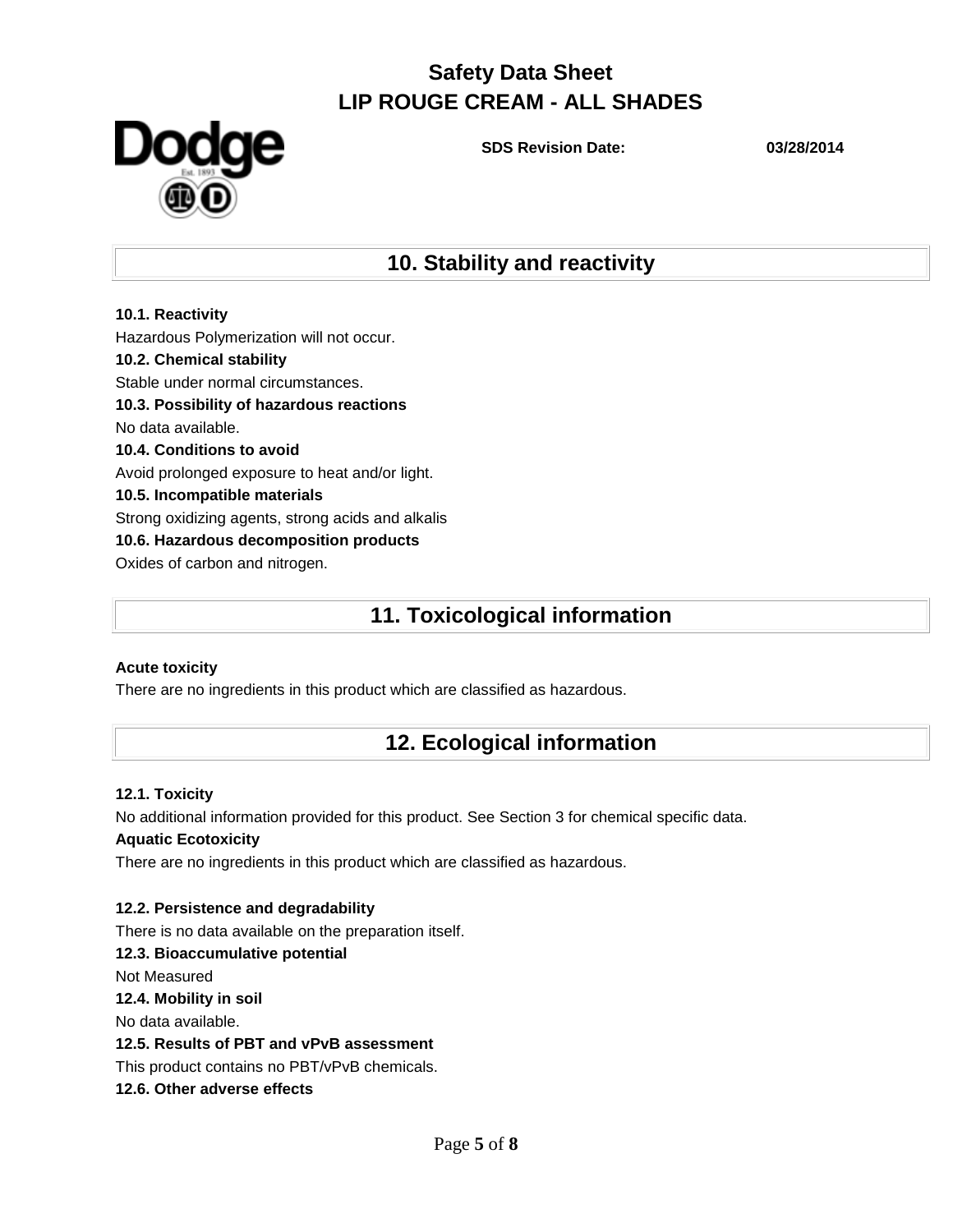## 10. Stability and reactivity

**10.1. Reactivity**

Hazardous Polymerization will not occur.

**10.2. Chemical stability**

Stable under normal circumstances.

**10.3. Possibility of hazardous reactions**

No data available.

**10.4. Conditions to avoid**

Avoid prolonged exposure to heat and/or light.

**10.5. Incompatible materials**

Strong oxidizing agents, strong acids and alkalis

**10.6. Hazardous decomposition products**

Oxides of carbon and nitrogen.

## 11. Toxicological information

**Acute toxicity**

There are no ingredients in this product which are classified as hazardous.

## 12. Ecological information

**12.1. Toxicity**

No additional information provided for this product. See Section 3 for chemical specific data.

**Aquatic Ecotoxicity**

There are no ingredients in this product which are classified as hazardous.

**12.2. Persistence and degradability**

There is no data available on the preparation itself.

**12.3. Bioaccumulative potential**

Not Measured

**12.4. Mobility in soil**

No data available.

**12.5. Results of PBT and vPvB assessment**

This product contains no PBT/vPvB chemicals.

**12.6. Other adverse effects**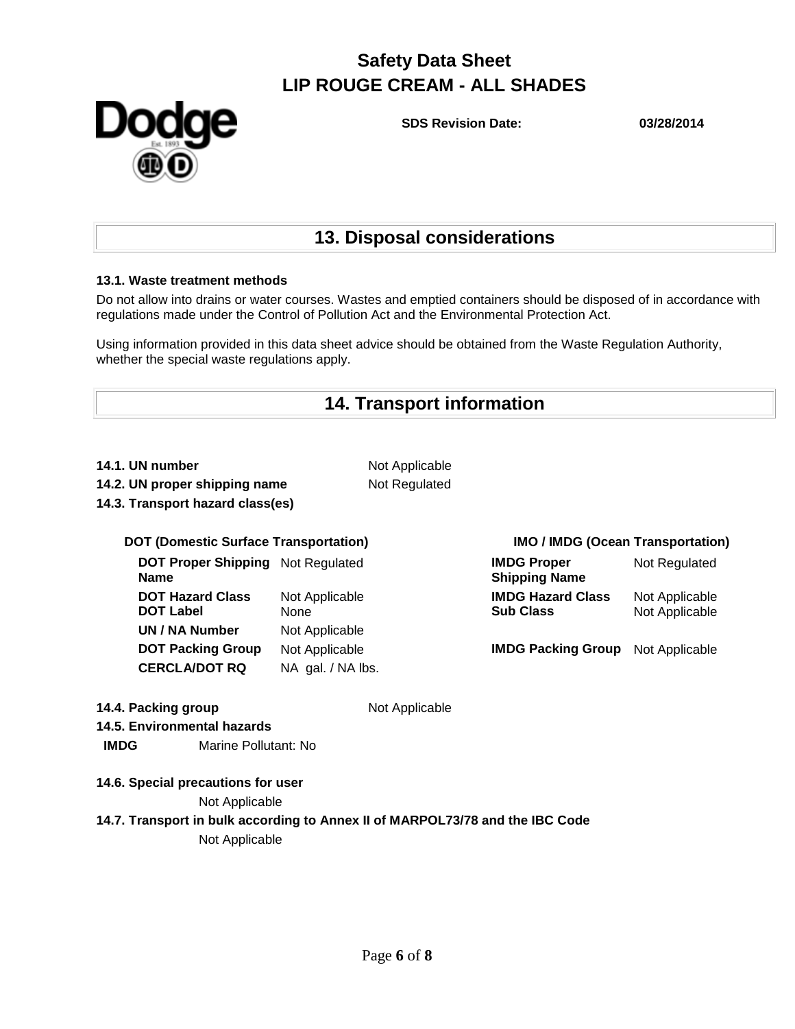# Safety Data Sheet
# LIP ROUGE CREAM - ALL SHADES

**SDS Revision Date:** 03/28/2014

## 13. Disposal considerations

**13.1. Waste treatment methods**

Do not allow into drains or water courses. Wastes and emptied containers should be disposed of in accordance with regulations made under the Control of Pollution Act and the Environmental Protection Act.

Using information provided in this data sheet advice should be obtained from the Waste Regulation Authority, whether the special waste regulations apply.

## 14. Transport information

**14.1. UN number** Not Applicable

**14.2. UN proper shipping name** Not Regulated

**14.3. Transport hazard class(es)**

**DOT (Domestic Surface Transportation)**

| | |
|---|---|
| **DOT Proper Shipping Name** | Not Regulated |
| **DOT Hazard Class** | Not Applicable |
| **DOT Label** | None |
| **UN / NA Number** | Not Applicable |
| **DOT Packing Group** | Not Applicable |
| **CERCLA/DOT RQ** | NA gal. / NA lbs. |

**IMO / IMDG (Ocean Transportation)**

| | |
|---|---|
| **IMDG Proper Shipping Name** | Not Regulated |
| **IMDG Hazard Class** | Not Applicable |
| **Sub Class** | Not Applicable |
| **IMDG Packing Group** | Not Applicable |

**14.4. Packing group** Not Applicable

**14.5. Environmental hazards**

**IMDG** Marine Pollutant: No

**14.6. Special precautions for user**

Not Applicable

**14.7. Transport in bulk according to Annex II of MARPOL73/78 and the IBC Code**

Not Applicable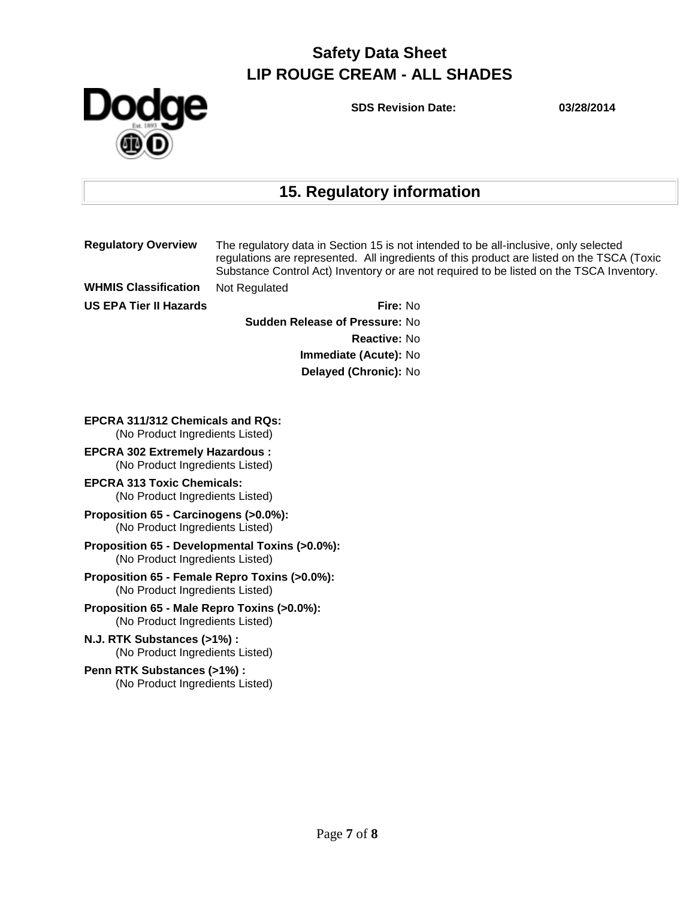# Safety Data Sheet
# LIP ROUGE CREAM - ALL SHADES

**SDS Revision Date:** 03/28/2014

## 15. Regulatory information

**Regulatory Overview** The regulatory data in Section 15 is not intended to be all-inclusive, only selected regulations are represented. All ingredients of this product are listed on the TSCA (Toxic Substance Control Act) Inventory or are not required to be listed on the TSCA Inventory.

**WHMIS Classification** Not Regulated

**US EPA Tier II Hazards**

**Fire:** No
**Sudden Release of Pressure:** No
**Reactive:** No
**Immediate (Acute):** No
**Delayed (Chronic):** No

**EPCRA 311/312 Chemicals and RQs:**
(No Product Ingredients Listed)

**EPCRA 302 Extremely Hazardous :**
(No Product Ingredients Listed)

**EPCRA 313 Toxic Chemicals:**
(No Product Ingredients Listed)

**Proposition 65 - Carcinogens (>0.0%):**
(No Product Ingredients Listed)

**Proposition 65 - Developmental Toxins (>0.0%):**
(No Product Ingredients Listed)

**Proposition 65 - Female Repro Toxins (>0.0%):**
(No Product Ingredients Listed)

**Proposition 65 - Male Repro Toxins (>0.0%):**
(No Product Ingredients Listed)

**N.J. RTK Substances (>1%) :**
(No Product Ingredients Listed)

**Penn RTK Substances (>1%) :**
(No Product Ingredients Listed)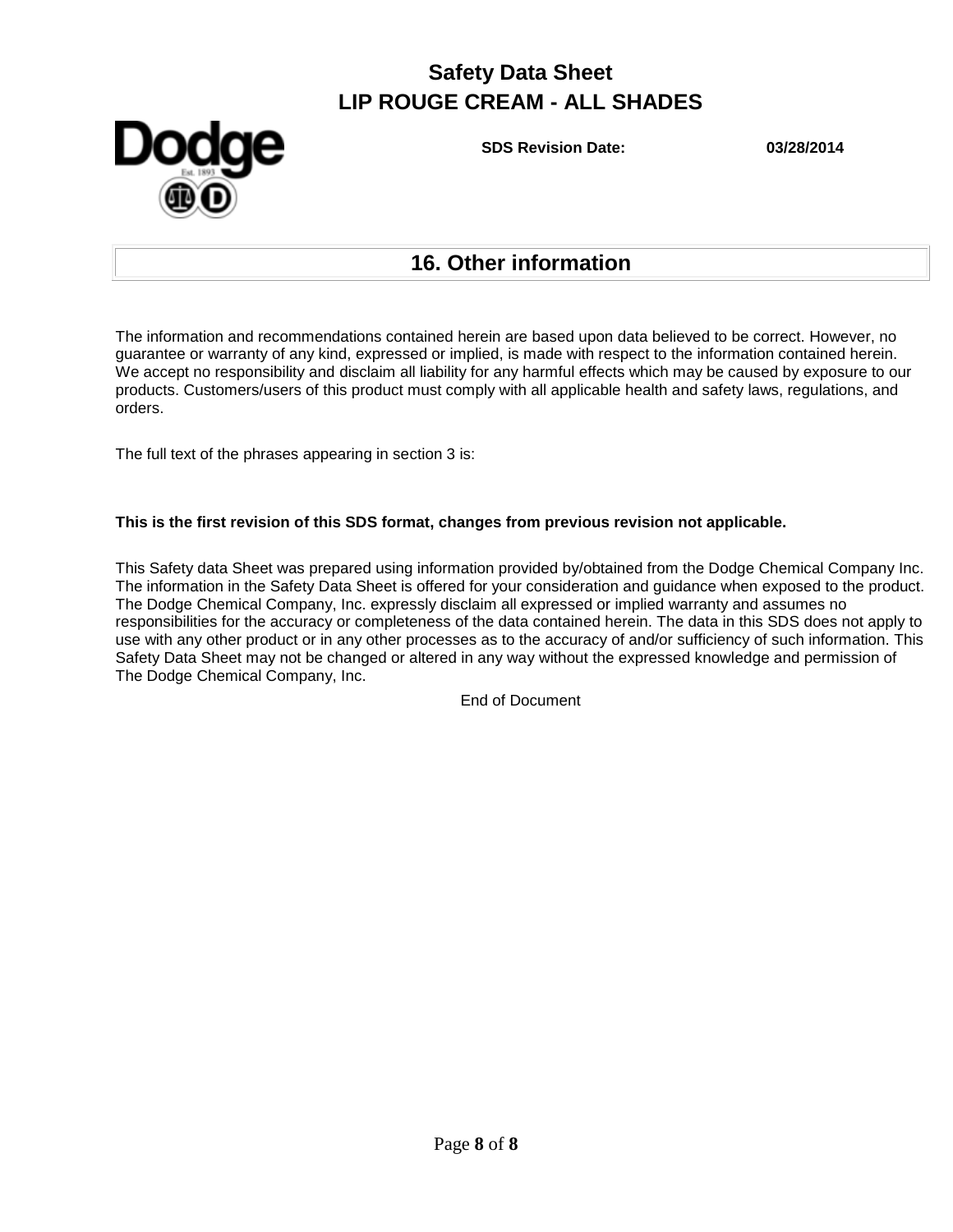## 16. Other information

The information and recommendations contained herein are based upon data believed to be correct. However, no guarantee or warranty of any kind, expressed or implied, is made with respect to the information contained herein. We accept no responsibility and disclaim all liability for any harmful effects which may be caused by exposure to our products. Customers/users of this product must comply with all applicable health and safety laws, regulations, and orders.

The full text of the phrases appearing in section 3 is:

**This is the first revision of this SDS format, changes from previous revision not applicable.**

This Safety data Sheet was prepared using information provided by/obtained from the Dodge Chemical Company Inc. The information in the Safety Data Sheet is offered for your consideration and guidance when exposed to the product. The Dodge Chemical Company, Inc. expressly disclaim all expressed or implied warranty and assumes no responsibilities for the accuracy or completeness of the data contained herein. The data in this SDS does not apply to use with any other product or in any other processes as to the accuracy of and/or sufficiency of such information. This Safety Data Sheet may not be changed or altered in any way without the expressed knowledge and permission of The Dodge Chemical Company, Inc.

End of Document